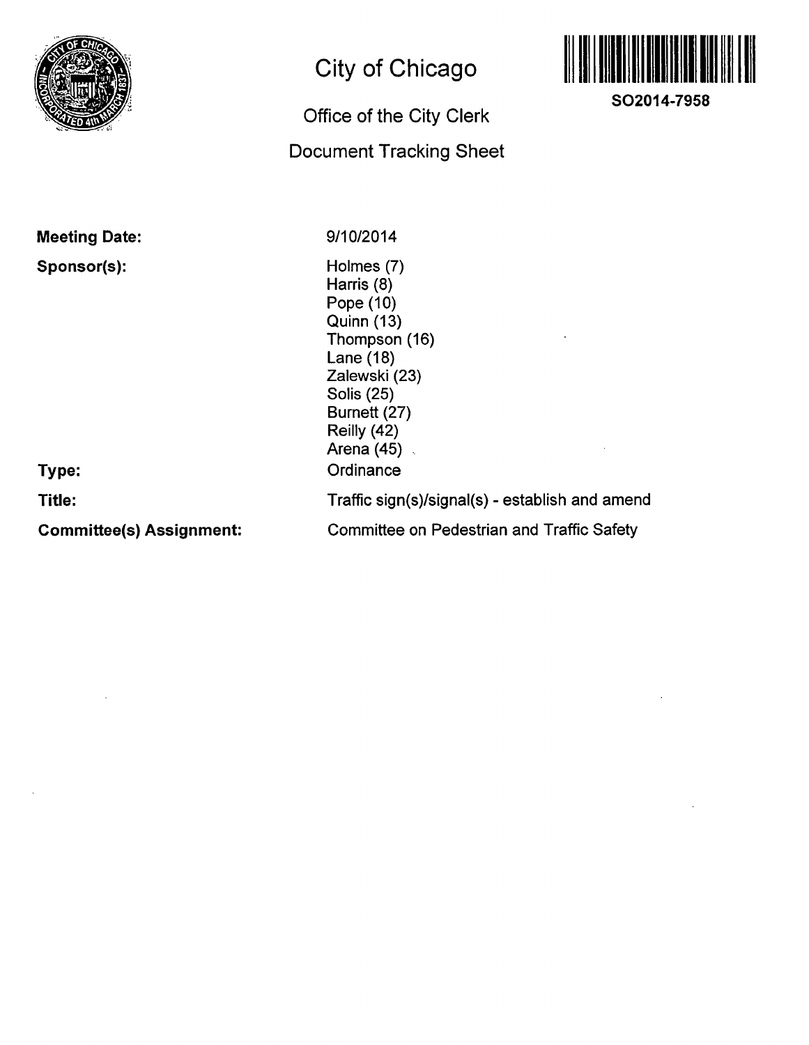# City of Chicago

## Office of the City Clerk

## Document Tracking Sheet

**SO2014-7958**

**Meeting Date:** 9/10/2014

**Sponsor(s):**
Holmes (7)
Harris (8)
Pope (10)
Quinn (13)
Thompson (16)
Lane (18)
Zalewski (23)
Solis (25)
Burnett (27)
Reilly (42)
Arena (45)

**Type:** Ordinance

**Title:** Traffic sign(s)/signal(s) - establish and amend

**Committee(s) Assignment:** Committee on Pedestrian and Traffic Safety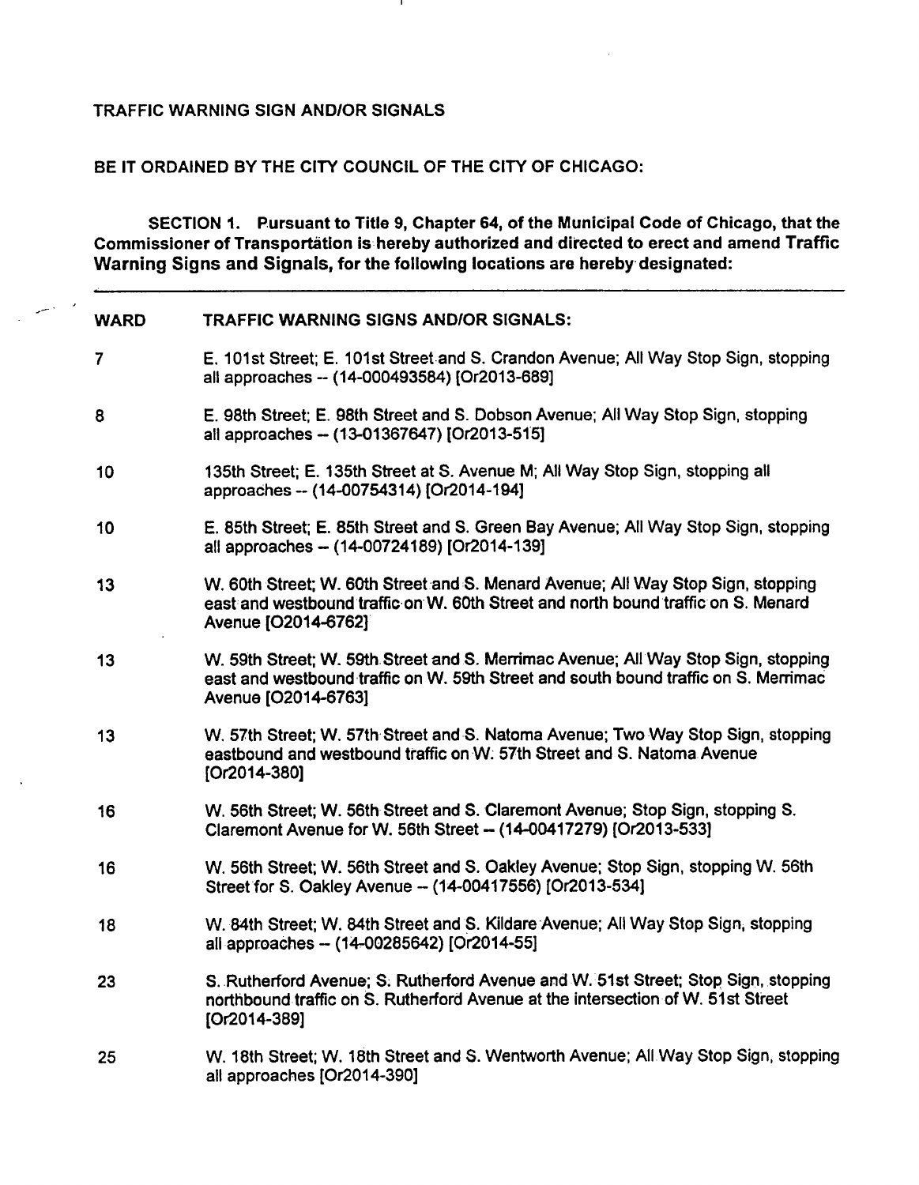TRAFFIC WARNING SIGN AND/OR SIGNALS

BE IT ORDAINED BY THE CITY COUNCIL OF THE CITY OF CHICAGO:

SECTION 1. Pursuant to Title 9, Chapter 64, of the Municipal Code of Chicago, that the Commissioner of Transportation is hereby authorized and directed to erect and amend **Traffic Warning Signs and Signals, for the following locations are hereby designated:**

| WARD | TRAFFIC WARNING SIGNS AND/OR SIGNALS: |
|---|---|
| 7 | E. 101st Street; E. 101st Street and S. Crandon Avenue; All Way Stop Sign, stopping all approaches -- (14-000493584) [Or2013-689] |
| 8 | E. 98th Street; E. 98th Street and S. Dobson Avenue; All Way Stop Sign, stopping all approaches -- (13-01367647) [Or2013-515] |
| 10 | 135th Street; E. 135th Street at S. Avenue M; All Way Stop Sign, stopping all approaches -- (14-00754314) [Or2014-194] |
| 10 | E. 85th Street; E. 85th Street and S. Green Bay Avenue; All Way Stop Sign, stopping all approaches -- (14-00724189) [Or2014-139] |
| 13 | W. 60th Street; W. 60th Street and S. Menard Avenue; All Way Stop Sign, stopping east and westbound traffic on W. 60th Street and north bound traffic on S. Menard Avenue [O2014-6762] |
| 13 | W. 59th Street; W. 59th Street and S. Merrimac Avenue; All Way Stop Sign, stopping east and westbound traffic on W. 59th Street and south bound traffic on S. Merrimac Avenue [O2014-6763] |
| 13 | W. 57th Street; W. 57th Street and S. Natoma Avenue; Two Way Stop Sign, stopping eastbound and westbound traffic on W. 57th Street and S. Natoma Avenue [Or2014-380] |
| 16 | W. 56th Street; W. 56th Street and S. Claremont Avenue; Stop Sign, stopping S. Claremont Avenue for W. 56th Street -- (14-00417279) [Or2013-533] |
| 16 | W. 56th Street; W. 56th Street and S. Oakley Avenue; Stop Sign, stopping W. 56th Street for S. Oakley Avenue -- (14-00417556) [Or2013-534] |
| 18 | W. 84th Street; W. 84th Street and S. Kildare Avenue; All Way Stop Sign, stopping all approaches -- (14-00285642) [Or2014-55] |
| 23 | S. Rutherford Avenue; S. Rutherford Avenue and W. 51st Street; Stop Sign, stopping northbound traffic on S. Rutherford Avenue at the intersection of W. 51st Street [Or2014-389] |
| 25 | W. 18th Street; W. 18th Street and S. Wentworth Avenue; All Way Stop Sign, stopping all approaches [Or2014-390] |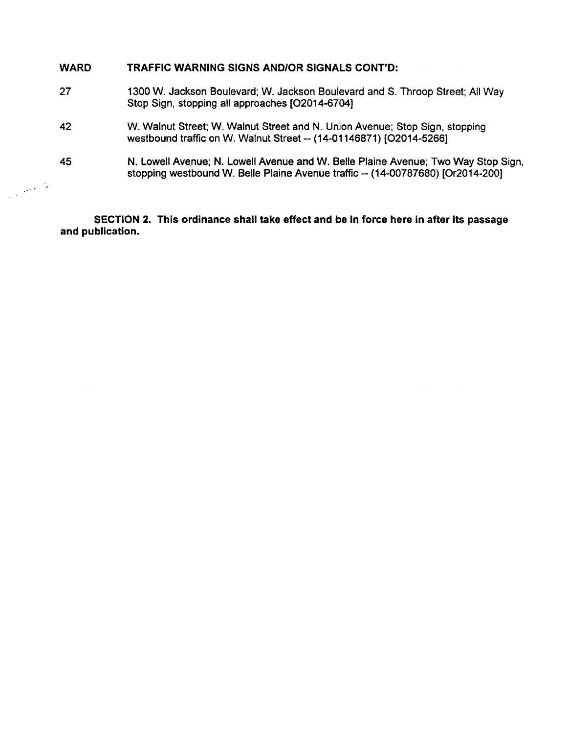| WARD | TRAFFIC WARNING SIGNS AND/OR SIGNALS CONT'D: |
|---|---|
| 27 | 1300 W. Jackson Boulevard; W. Jackson Boulevard and S. Throop Street; All Way Stop Sign, stopping all approaches [O2014-6704] |
| 42 | W. Walnut Street; W. Walnut Street and N. Union Avenue; Stop Sign, stopping westbound traffic on W. Walnut Street -- (14-01146871) [O2014-5266] |
| 45 | N. Lowell Avenue; N. Lowell Avenue and W. Belle Plaine Avenue; Two Way Stop Sign, stopping westbound W. Belle Plaine Avenue traffic -- (14-00787680) [Or2014-200] |

**SECTION 2. This ordinance shall take effect and be in force here in after its passage and publication.**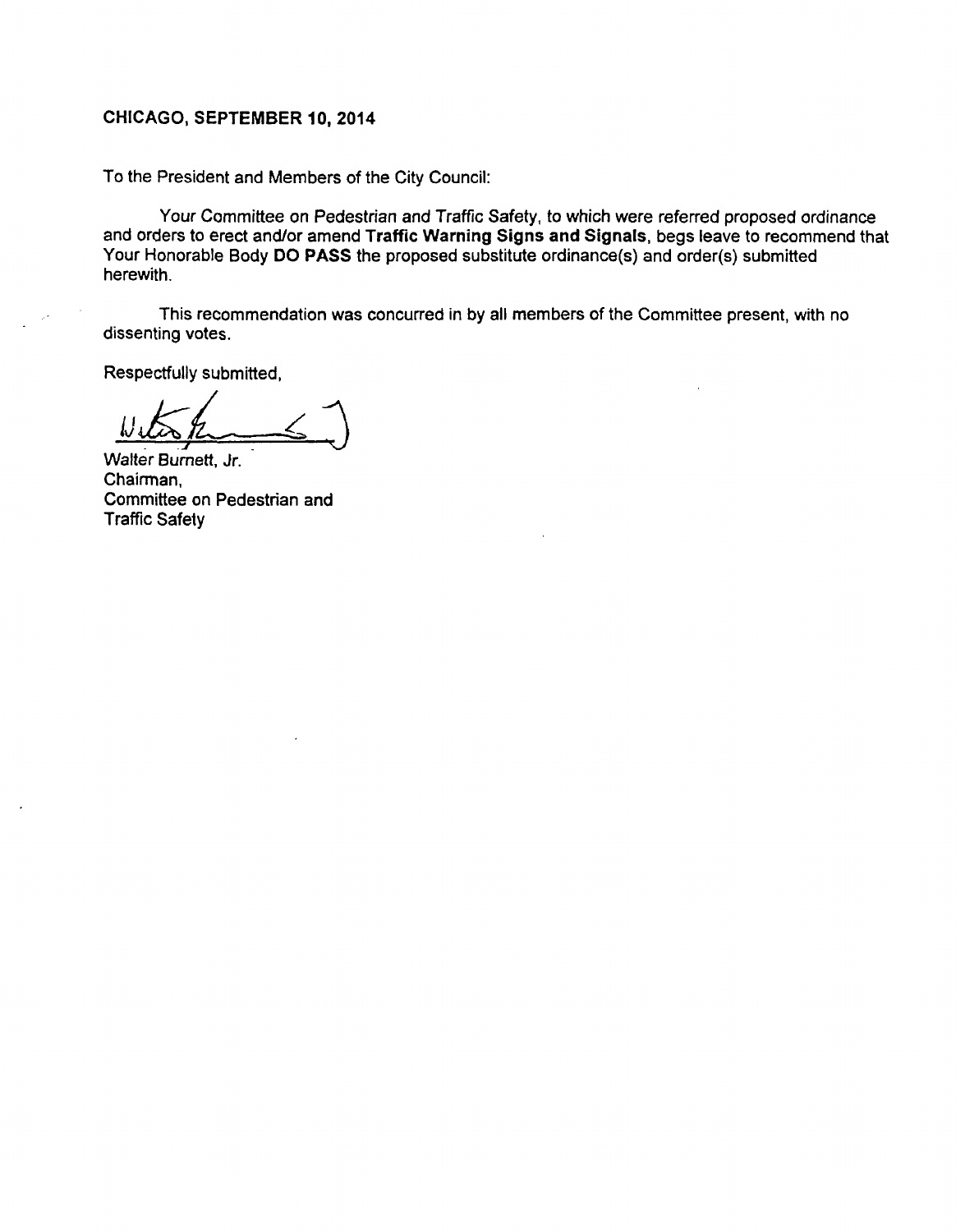**CHICAGO, SEPTEMBER 10, 2014**

To the President and Members of the City Council:

Your Committee on Pedestrian and Traffic Safety, to which were referred proposed ordinance and orders to erect and/or amend **Traffic Warning Signs and Signals**, begs leave to recommend that Your Honorable Body **DO PASS** the proposed substitute ordinance(s) and order(s) submitted herewith.

This recommendation was concurred in by all members of the Committee present, with no dissenting votes.

Respectfully submitted,

Walter Burnett, Jr.
Chairman,
Committee on Pedestrian and
Traffic Safety